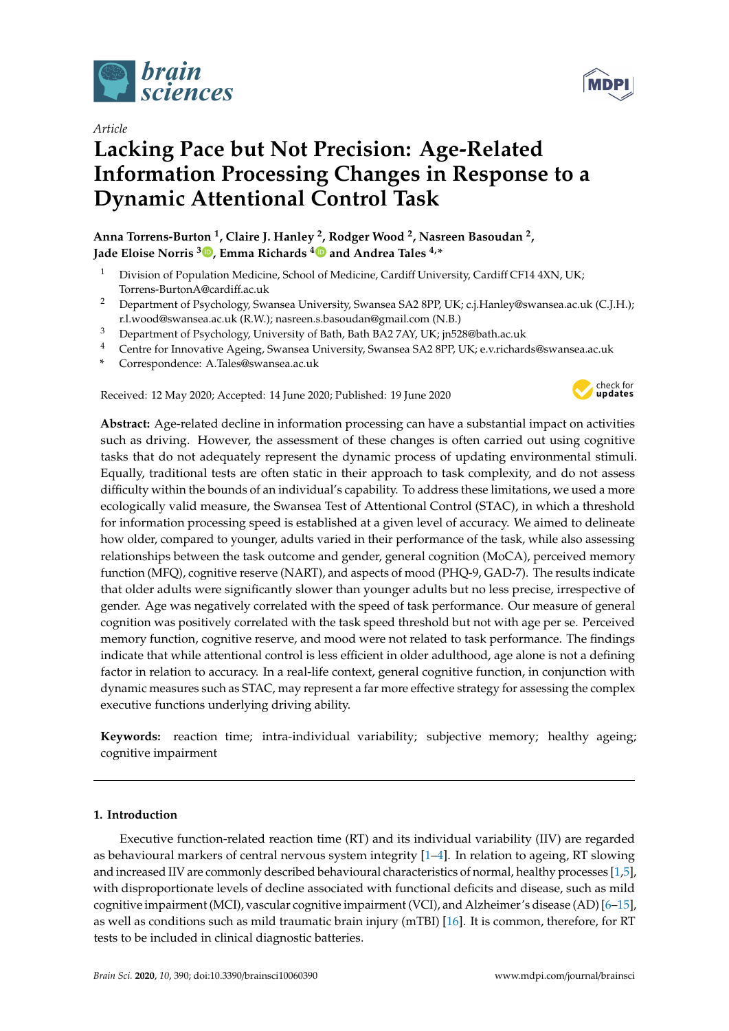*Article*

# Lacking Pace but Not Precision: Age-Related Information Processing Changes in Response to a Dynamic Attentional Control Task

**Anna Torrens-Burton [1], Claire J. Hanley [2], Rodger Wood [2], Nasreen Basoudan [2], Jade Eloise Norris [3], Emma Richards [4] and Andrea Tales [4,*]**

[1] Division of Population Medicine, School of Medicine, Cardiff University, Cardiff CF14 4XN, UK; Torrens-BurtonA@cardiff.ac.uk

[2] Department of Psychology, Swansea University, Swansea SA2 8PP, UK; c.j.hanley@swansea.ac.uk (C.J.H.); r.l.wood@swansea.ac.uk (R.W.); nasreen.s.basoudan@gmail.com (N.B.)

[3] Department of Psychology, University of Bath, Bath BA2 7AY, UK; jn528@bath.ac.uk

[4] Centre for Innovative Ageing, Swansea University, Swansea SA2 8PP, UK; e.v.richards@swansea.ac.uk

\* Correspondence: A.Tales@swansea.ac.uk

Received: 12 May 2020; Accepted: 14 June 2020; Published: 19 June 2020

**Abstract:** Age-related decline in information processing can have a substantial impact on activities such as driving. However, the assessment of these changes is often carried out using cognitive tasks that do not adequately represent the dynamic process of updating environmental stimuli. Equally, traditional tests are often static in their approach to task complexity, and do not assess difficulty within the bounds of an individual's capability. To address these limitations, we used a more ecologically valid measure, the Swansea Test of Attentional Control (STAC), in which a threshold for information processing speed is established at a given level of accuracy. We aimed to delineate how older, compared to younger, adults varied in their performance of the task, while also assessing relationships between the task outcome and gender, general cognition (MoCA), perceived memory function (MFQ), cognitive reserve (NART), and aspects of mood (PHQ-9, GAD-7). The results indicate that older adults were significantly slower than younger adults but no less precise, irrespective of gender. Age was negatively correlated with the speed of task performance. Our measure of general cognition was positively correlated with the task speed threshold but not with age per se. Perceived memory function, cognitive reserve, and mood were not related to task performance. The findings indicate that while attentional control is less efficient in older adulthood, age alone is not a defining factor in relation to accuracy. In a real-life context, general cognitive function, in conjunction with dynamic measures such as STAC, may represent a far more effective strategy for assessing the complex executive functions underlying driving ability.

**Keywords:** reaction time; intra-individual variability; subjective memory; healthy ageing; cognitive impairment

## 1. Introduction

Executive function-related reaction time (RT) and its individual variability (IIV) are regarded as behavioural markers of central nervous system integrity [1–4]. In relation to ageing, RT slowing and increased IIV are commonly described behavioural characteristics of normal, healthy processes [1,5], with disproportionate levels of decline associated with functional deficits and disease, such as mild cognitive impairment (MCI), vascular cognitive impairment (VCI), and Alzheimer's disease (AD) [6–15], as well as conditions such as mild traumatic brain injury (mTBI) [16]. It is common, therefore, for RT tests to be included in clinical diagnostic batteries.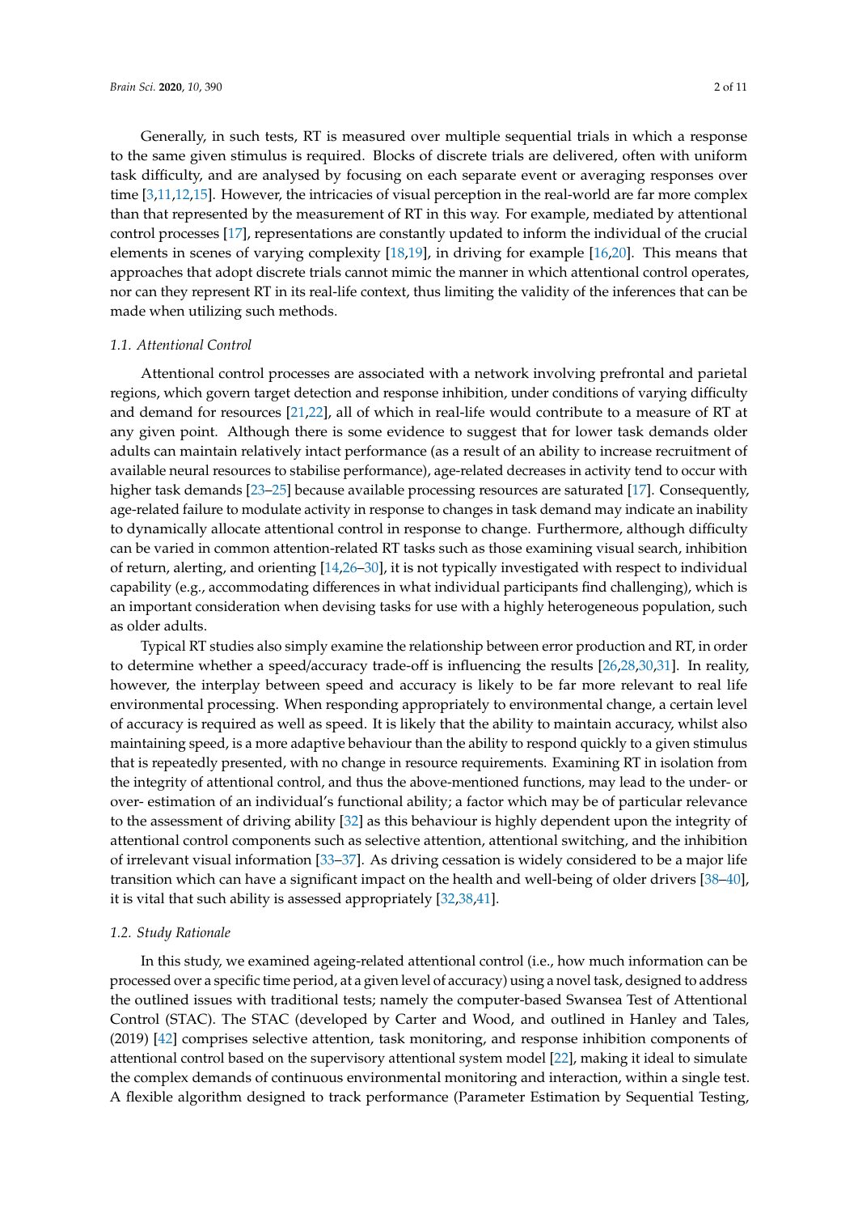Generally, in such tests, RT is measured over multiple sequential trials in which a response to the same given stimulus is required. Blocks of discrete trials are delivered, often with uniform task difficulty, and are analysed by focusing on each separate event or averaging responses over time [3,11,12,15]. However, the intricacies of visual perception in the real-world are far more complex than that represented by the measurement of RT in this way. For example, mediated by attentional control processes [17], representations are constantly updated to inform the individual of the crucial elements in scenes of varying complexity [18,19], in driving for example [16,20]. This means that approaches that adopt discrete trials cannot mimic the manner in which attentional control operates, nor can they represent RT in its real-life context, thus limiting the validity of the inferences that can be made when utilizing such methods.

### 1.1. Attentional Control

Attentional control processes are associated with a network involving prefrontal and parietal regions, which govern target detection and response inhibition, under conditions of varying difficulty and demand for resources [21,22], all of which in real-life would contribute to a measure of RT at any given point. Although there is some evidence to suggest that for lower task demands older adults can maintain relatively intact performance (as a result of an ability to increase recruitment of available neural resources to stabilise performance), age-related decreases in activity tend to occur with higher task demands [23–25] because available processing resources are saturated [17]. Consequently, age-related failure to modulate activity in response to changes in task demand may indicate an inability to dynamically allocate attentional control in response to change. Furthermore, although difficulty can be varied in common attention-related RT tasks such as those examining visual search, inhibition of return, alerting, and orienting [14,26–30], it is not typically investigated with respect to individual capability (e.g., accommodating differences in what individual participants find challenging), which is an important consideration when devising tasks for use with a highly heterogeneous population, such as older adults.

Typical RT studies also simply examine the relationship between error production and RT, in order to determine whether a speed/accuracy trade-off is influencing the results [26,28,30,31]. In reality, however, the interplay between speed and accuracy is likely to be far more relevant to real life environmental processing. When responding appropriately to environmental change, a certain level of accuracy is required as well as speed. It is likely that the ability to maintain accuracy, whilst also maintaining speed, is a more adaptive behaviour than the ability to respond quickly to a given stimulus that is repeatedly presented, with no change in resource requirements. Examining RT in isolation from the integrity of attentional control, and thus the above-mentioned functions, may lead to the under- or over- estimation of an individual's functional ability; a factor which may be of particular relevance to the assessment of driving ability [32] as this behaviour is highly dependent upon the integrity of attentional control components such as selective attention, attentional switching, and the inhibition of irrelevant visual information [33–37]. As driving cessation is widely considered to be a major life transition which can have a significant impact on the health and well-being of older drivers [38–40], it is vital that such ability is assessed appropriately [32,38,41].

### 1.2. Study Rationale

In this study, we examined ageing-related attentional control (i.e., how much information can be processed over a specific time period, at a given level of accuracy) using a novel task, designed to address the outlined issues with traditional tests; namely the computer-based Swansea Test of Attentional Control (STAC). The STAC (developed by Carter and Wood, and outlined in Hanley and Tales, (2019) [42] comprises selective attention, task monitoring, and response inhibition components of attentional control based on the supervisory attentional system model [22], making it ideal to simulate the complex demands of continuous environmental monitoring and interaction, within a single test. A flexible algorithm designed to track performance (Parameter Estimation by Sequential Testing,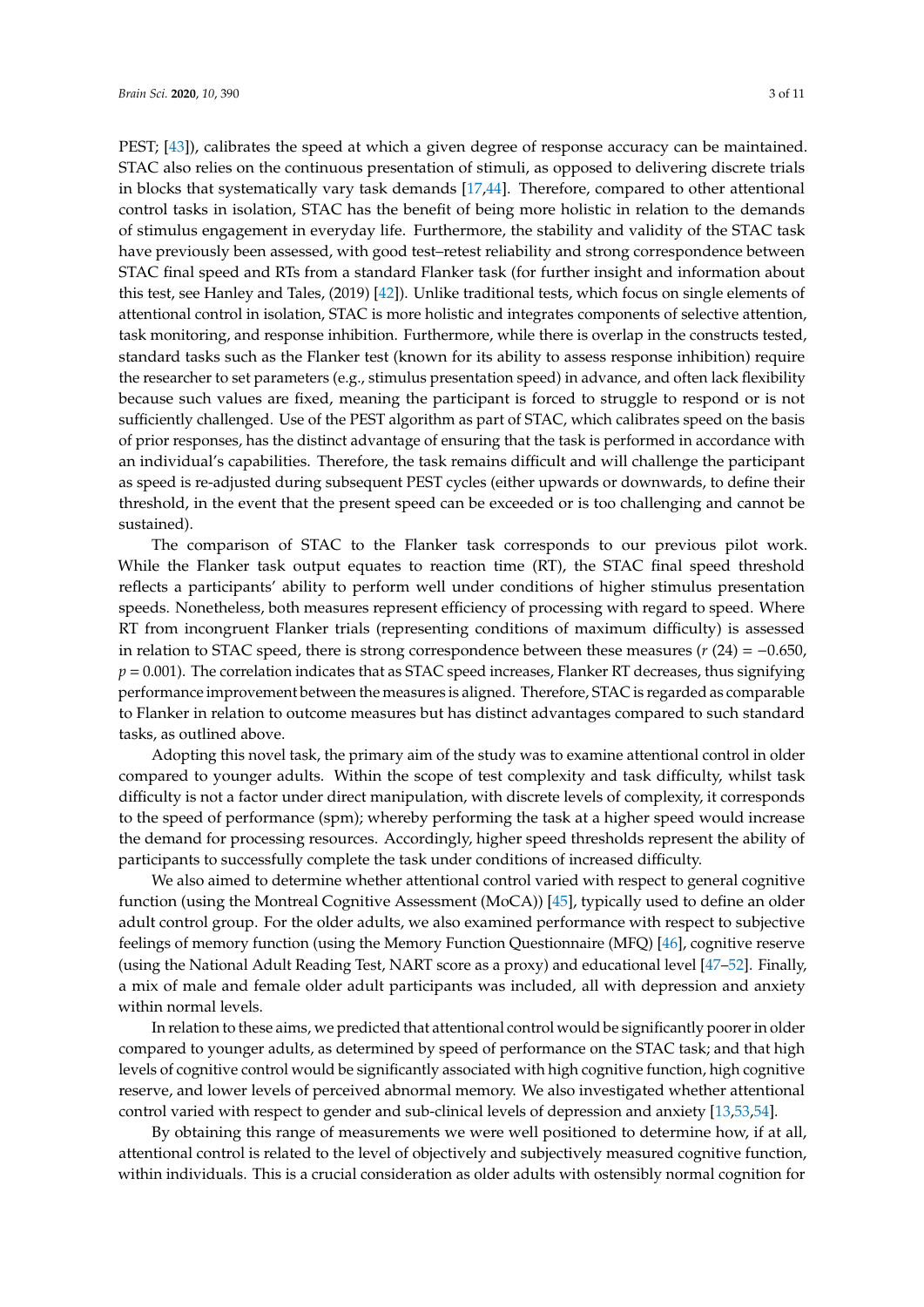PEST; [43]), calibrates the speed at which a given degree of response accuracy can be maintained. STAC also relies on the continuous presentation of stimuli, as opposed to delivering discrete trials in blocks that systematically vary task demands [17,44]. Therefore, compared to other attentional control tasks in isolation, STAC has the benefit of being more holistic in relation to the demands of stimulus engagement in everyday life. Furthermore, the stability and validity of the STAC task have previously been assessed, with good test–retest reliability and strong correspondence between STAC final speed and RTs from a standard Flanker task (for further insight and information about this test, see Hanley and Tales, (2019) [42]). Unlike traditional tests, which focus on single elements of attentional control in isolation, STAC is more holistic and integrates components of selective attention, task monitoring, and response inhibition. Furthermore, while there is overlap in the constructs tested, standard tasks such as the Flanker test (known for its ability to assess response inhibition) require the researcher to set parameters (e.g., stimulus presentation speed) in advance, and often lack flexibility because such values are fixed, meaning the participant is forced to struggle to respond or is not sufficiently challenged. Use of the PEST algorithm as part of STAC, which calibrates speed on the basis of prior responses, has the distinct advantage of ensuring that the task is performed in accordance with an individual's capabilities. Therefore, the task remains difficult and will challenge the participant as speed is re-adjusted during subsequent PEST cycles (either upwards or downwards, to define their threshold, in the event that the present speed can be exceeded or is too challenging and cannot be sustained).

The comparison of STAC to the Flanker task corresponds to our previous pilot work. While the Flanker task output equates to reaction time (RT), the STAC final speed threshold reflects a participants' ability to perform well under conditions of higher stimulus presentation speeds. Nonetheless, both measures represent efficiency of processing with regard to speed. Where RT from incongruent Flanker trials (representing conditions of maximum difficulty) is assessed in relation to STAC speed, there is strong correspondence between these measures ($r$ (24) = −0.650, $p$ = 0.001). The correlation indicates that as STAC speed increases, Flanker RT decreases, thus signifying performance improvement between the measures is aligned. Therefore, STAC is regarded as comparable to Flanker in relation to outcome measures but has distinct advantages compared to such standard tasks, as outlined above.

Adopting this novel task, the primary aim of the study was to examine attentional control in older compared to younger adults. Within the scope of test complexity and task difficulty, whilst task difficulty is not a factor under direct manipulation, with discrete levels of complexity, it corresponds to the speed of performance (spm); whereby performing the task at a higher speed would increase the demand for processing resources. Accordingly, higher speed thresholds represent the ability of participants to successfully complete the task under conditions of increased difficulty.

We also aimed to determine whether attentional control varied with respect to general cognitive function (using the Montreal Cognitive Assessment (MoCA)) [45], typically used to define an older adult control group. For the older adults, we also examined performance with respect to subjective feelings of memory function (using the Memory Function Questionnaire (MFQ) [46], cognitive reserve (using the National Adult Reading Test, NART score as a proxy) and educational level [47–52]. Finally, a mix of male and female older adult participants was included, all with depression and anxiety within normal levels.

In relation to these aims, we predicted that attentional control would be significantly poorer in older compared to younger adults, as determined by speed of performance on the STAC task; and that high levels of cognitive control would be significantly associated with high cognitive function, high cognitive reserve, and lower levels of perceived abnormal memory. We also investigated whether attentional control varied with respect to gender and sub-clinical levels of depression and anxiety [13,53,54].

By obtaining this range of measurements we were well positioned to determine how, if at all, attentional control is related to the level of objectively and subjectively measured cognitive function, within individuals. This is a crucial consideration as older adults with ostensibly normal cognition for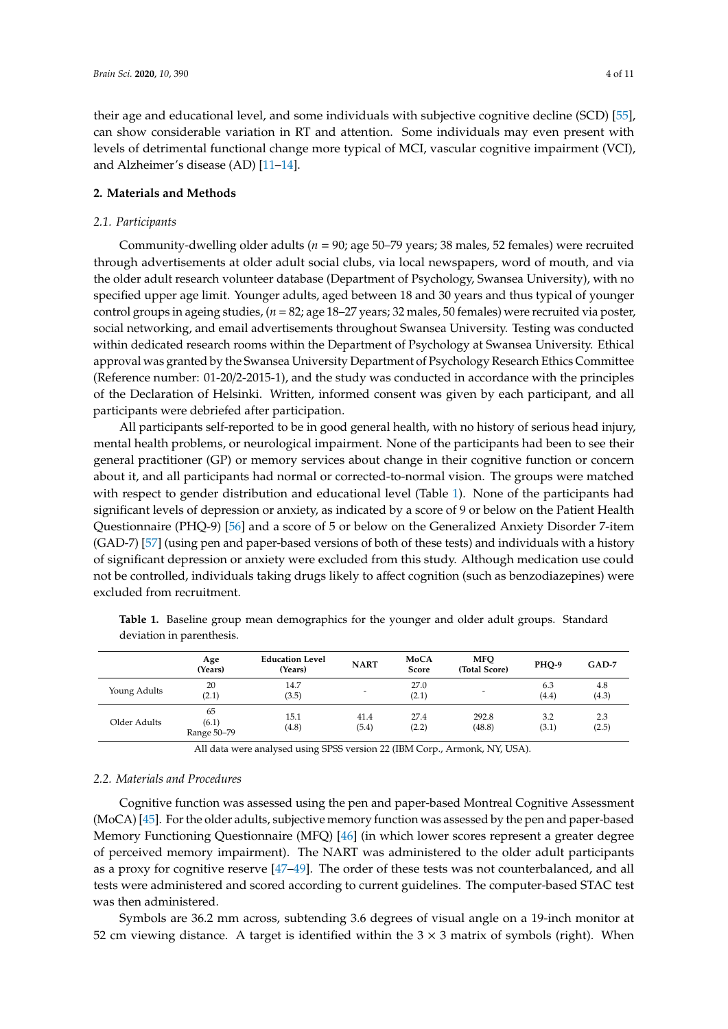their age and educational level, and some individuals with subjective cognitive decline (SCD) [55], can show considerable variation in RT and attention. Some individuals may even present with levels of detrimental functional change more typical of MCI, vascular cognitive impairment (VCI), and Alzheimer's disease (AD) [11–14].

## 2. Materials and Methods

### 2.1. Participants

Community-dwelling older adults (*n* = 90; age 50–79 years; 38 males, 52 females) were recruited through advertisements at older adult social clubs, via local newspapers, word of mouth, and via the older adult research volunteer database (Department of Psychology, Swansea University), with no specified upper age limit. Younger adults, aged between 18 and 30 years and thus typical of younger control groups in ageing studies, (*n* = 82; age 18–27 years; 32 males, 50 females) were recruited via poster, social networking, and email advertisements throughout Swansea University. Testing was conducted within dedicated research rooms within the Department of Psychology at Swansea University. Ethical approval was granted by the Swansea University Department of Psychology Research Ethics Committee (Reference number: 01-20/2-2015-1), and the study was conducted in accordance with the principles of the Declaration of Helsinki. Written, informed consent was given by each participant, and all participants were debriefed after participation.

All participants self-reported to be in good general health, with no history of serious head injury, mental health problems, or neurological impairment. None of the participants had been to see their general practitioner (GP) or memory services about change in their cognitive function or concern about it, and all participants had normal or corrected-to-normal vision. The groups were matched with respect to gender distribution and educational level (Table 1). None of the participants had significant levels of depression or anxiety, as indicated by a score of 9 or below on the Patient Health Questionnaire (PHQ-9) [56] and a score of 5 or below on the Generalized Anxiety Disorder 7-item (GAD-7) [57] (using pen and paper-based versions of both of these tests) and individuals with a history of significant depression or anxiety were excluded from this study. Although medication use could not be controlled, individuals taking drugs likely to affect cognition (such as benzodiazepines) were excluded from recruitment.

**Table 1.** Baseline group mean demographics for the younger and older adult groups. Standard deviation in parenthesis.

| | Age (Years) | Education Level (Years) | NART | MoCA Score | MFQ (Total Score) | PHQ-9 | GAD-7 |
|---|---|---|---|---|---|---|---|
| Young Adults | 20 (2.1) | 14.7 (3.5) | - | 27.0 (2.1) | - | 6.3 (4.4) | 4.8 (4.3) |
| Older Adults | 65 (6.1) Range 50–79 | 15.1 (4.8) | 41.4 (5.4) | 27.4 (2.2) | 292.8 (48.8) | 3.2 (3.1) | 2.3 (2.5) |

All data were analysed using SPSS version 22 (IBM Corp., Armonk, NY, USA).

### 2.2. Materials and Procedures

Cognitive function was assessed using the pen and paper-based Montreal Cognitive Assessment (MoCA) [45]. For the older adults, subjective memory function was assessed by the pen and paper-based Memory Functioning Questionnaire (MFQ) [46] (in which lower scores represent a greater degree of perceived memory impairment). The NART was administered to the older adult participants as a proxy for cognitive reserve [47–49]. The order of these tests was not counterbalanced, and all tests were administered and scored according to current guidelines. The computer-based STAC test was then administered.

Symbols are 36.2 mm across, subtending 3.6 degrees of visual angle on a 19-inch monitor at 52 cm viewing distance. A target is identified within the 3 × 3 matrix of symbols (right). When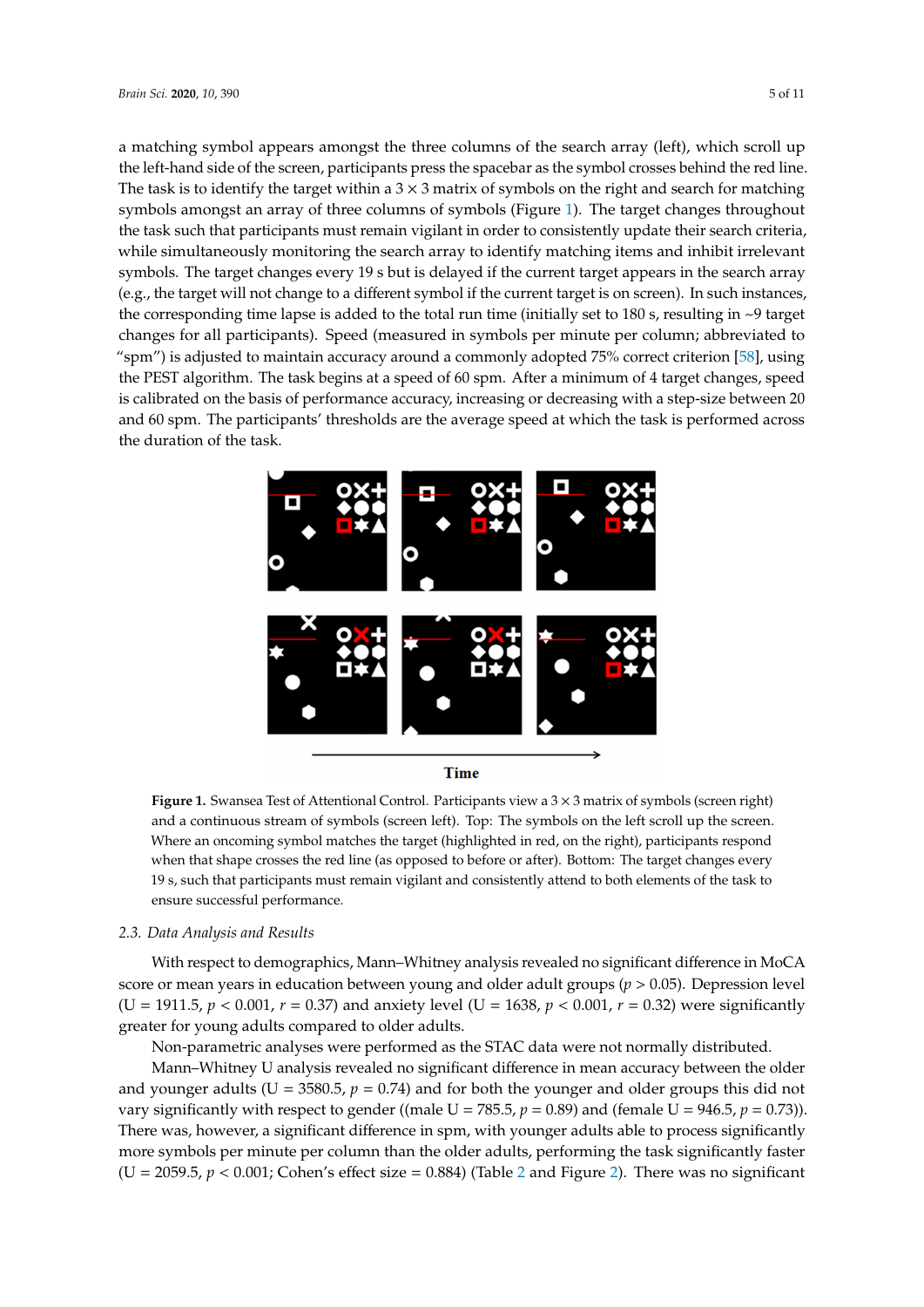a matching symbol appears amongst the three columns of the search array (left), which scroll up the left-hand side of the screen, participants press the spacebar as the symbol crosses behind the red line. The task is to identify the target within a 3 × 3 matrix of symbols on the right and search for matching symbols amongst an array of three columns of symbols (Figure 1). The target changes throughout the task such that participants must remain vigilant in order to consistently update their search criteria, while simultaneously monitoring the search array to identify matching items and inhibit irrelevant symbols. The target changes every 19 s but is delayed if the current target appears in the search array (e.g., the target will not change to a different symbol if the current target is on screen). In such instances, the corresponding time lapse is added to the total run time (initially set to 180 s, resulting in ~9 target changes for all participants). Speed (measured in symbols per minute per column; abbreviated to "spm") is adjusted to maintain accuracy around a commonly adopted 75% correct criterion [58], using the PEST algorithm. The task begins at a speed of 60 spm. After a minimum of 4 target changes, speed is calibrated on the basis of performance accuracy, increasing or decreasing with a step-size between 20 and 60 spm. The participants' thresholds are the average speed at which the task is performed across the duration of the task.

Time

**Figure 1.** Swansea Test of Attentional Control. Participants view a 3 × 3 matrix of symbols (screen right) and a continuous stream of symbols (screen left). Top: The symbols on the left scroll up the screen. Where an oncoming symbol matches the target (highlighted in red, on the right), participants respond when that shape crosses the red line (as opposed to before or after). Bottom: The target changes every 19 s, such that participants must remain vigilant and consistently attend to both elements of the task to ensure successful performance.

### *2.3. Data Analysis and Results*

With respect to demographics, Mann–Whitney analysis revealed no significant difference in MoCA score or mean years in education between young and older adult groups ($p > 0.05$). Depression level ($U = 1911.5$, $p < 0.001$, $r = 0.37$) and anxiety level ($U = 1638$, $p < 0.001$, $r = 0.32$) were significantly greater for young adults compared to older adults.

Non-parametric analyses were performed as the STAC data were not normally distributed.

Mann–Whitney U analysis revealed no significant difference in mean accuracy between the older and younger adults ($U = 3580.5$, $p = 0.74$) and for both the younger and older groups this did not vary significantly with respect to gender ((male $U = 785.5$, $p = 0.89$) and (female $U = 946.5$, $p = 0.73$)). There was, however, a significant difference in spm, with younger adults able to process significantly more symbols per minute per column than the older adults, performing the task significantly faster ($U = 2059.5$, $p < 0.001$; Cohen's effect size = 0.884) (Table 2 and Figure 2). There was no significant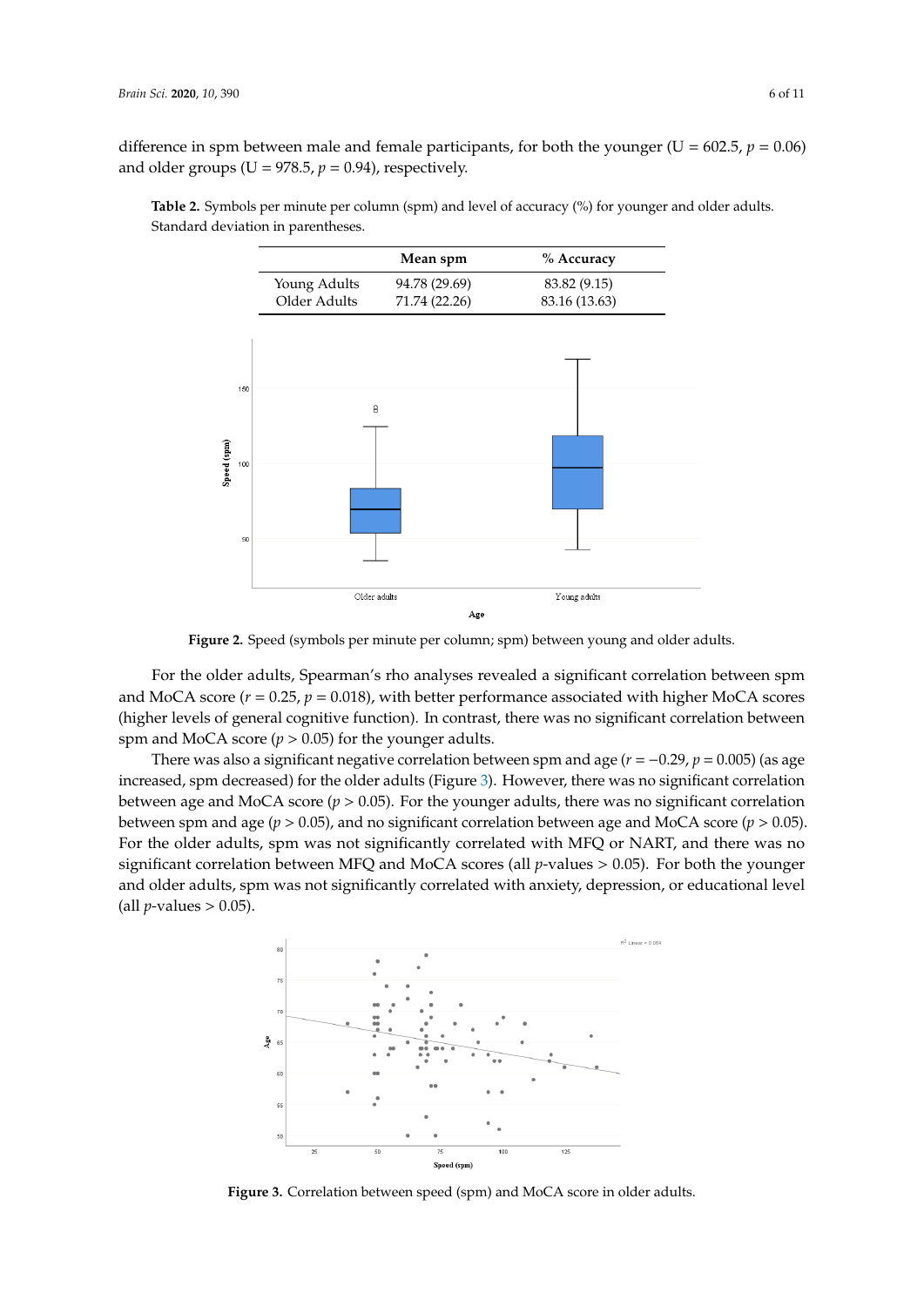difference in spm between male and female participants, for both the younger (U = 602.5, $p = 0.06$) and older groups (U = 978.5, $p = 0.94$), respectively.

**Table 2.** Symbols per minute per column (spm) and level of accuracy (%) for younger and older adults. Standard deviation in parentheses.

| | Mean spm | % Accuracy |
|---|---|---|
| Young Adults | 94.78 (29.69) | 83.82 (9.15) |
| Older Adults | 71.74 (22.26) | 83.16 (13.63) |

150
100
50
Speed (spm)
Older adults
Young adults
Age

**Figure 2.** Speed (symbols per minute per column; spm) between young and older adults.

For the older adults, Spearman's rho analyses revealed a significant correlation between spm and MoCA score ($r = 0.25$, $p = 0.018$), with better performance associated with higher MoCA scores (higher levels of general cognitive function). In contrast, there was no significant correlation between spm and MoCA score ($p > 0.05$) for the younger adults.

There was also a significant negative correlation between spm and age ($r = -0.29$, $p = 0.005$) (as age increased, spm decreased) for the older adults (Figure 3). However, there was no significant correlation between age and MoCA score ($p > 0.05$). For the younger adults, there was no significant correlation between spm and age ($p > 0.05$), and no significant correlation between age and MoCA score ($p > 0.05$). For the older adults, spm was not significantly correlated with MFQ or NART, and there was no significant correlation between MFQ and MoCA scores (all $p$-values $> 0.05$). For both the younger and older adults, spm was not significantly correlated with anxiety, depression, or educational level (all $p$-values $> 0.05$).

$R^2$ Linear = 0.084
80
75
70
65
60
55
50
Age
25
50
75
100
125
Speed (spm)

**Figure 3.** Correlation between speed (spm) and MoCA score in older adults.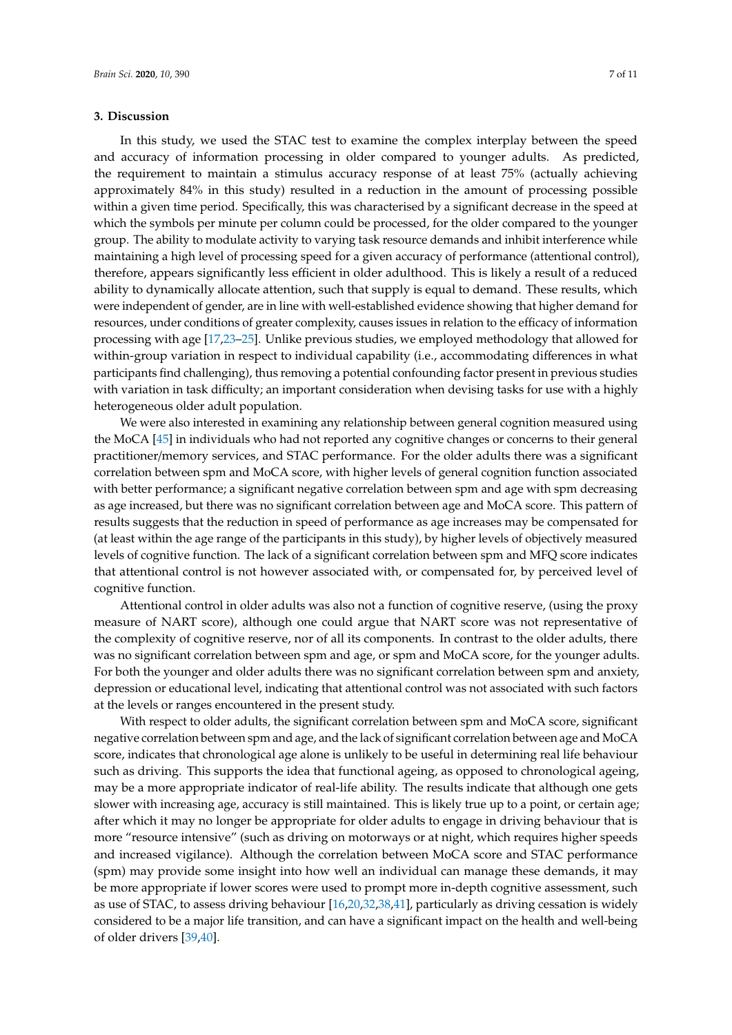## 3. Discussion

In this study, we used the STAC test to examine the complex interplay between the speed and accuracy of information processing in older compared to younger adults. As predicted, the requirement to maintain a stimulus accuracy response of at least 75% (actually achieving approximately 84% in this study) resulted in a reduction in the amount of processing possible within a given time period. Specifically, this was characterised by a significant decrease in the speed at which the symbols per minute per column could be processed, for the older compared to the younger group. The ability to modulate activity to varying task resource demands and inhibit interference while maintaining a high level of processing speed for a given accuracy of performance (attentional control), therefore, appears significantly less efficient in older adulthood. This is likely a result of a reduced ability to dynamically allocate attention, such that supply is equal to demand. These results, which were independent of gender, are in line with well-established evidence showing that higher demand for resources, under conditions of greater complexity, causes issues in relation to the efficacy of information processing with age [17,23–25]. Unlike previous studies, we employed methodology that allowed for within-group variation in respect to individual capability (i.e., accommodating differences in what participants find challenging), thus removing a potential confounding factor present in previous studies with variation in task difficulty; an important consideration when devising tasks for use with a highly heterogeneous older adult population.

We were also interested in examining any relationship between general cognition measured using the MoCA [45] in individuals who had not reported any cognitive changes or concerns to their general practitioner/memory services, and STAC performance. For the older adults there was a significant correlation between spm and MoCA score, with higher levels of general cognition function associated with better performance; a significant negative correlation between spm and age with spm decreasing as age increased, but there was no significant correlation between age and MoCA score. This pattern of results suggests that the reduction in speed of performance as age increases may be compensated for (at least within the age range of the participants in this study), by higher levels of objectively measured levels of cognitive function. The lack of a significant correlation between spm and MFQ score indicates that attentional control is not however associated with, or compensated for, by perceived level of cognitive function.

Attentional control in older adults was also not a function of cognitive reserve, (using the proxy measure of NART score), although one could argue that NART score was not representative of the complexity of cognitive reserve, nor of all its components. In contrast to the older adults, there was no significant correlation between spm and age, or spm and MoCA score, for the younger adults. For both the younger and older adults there was no significant correlation between spm and anxiety, depression or educational level, indicating that attentional control was not associated with such factors at the levels or ranges encountered in the present study.

With respect to older adults, the significant correlation between spm and MoCA score, significant negative correlation between spm and age, and the lack of significant correlation between age and MoCA score, indicates that chronological age alone is unlikely to be useful in determining real life behaviour such as driving. This supports the idea that functional ageing, as opposed to chronological ageing, may be a more appropriate indicator of real-life ability. The results indicate that although one gets slower with increasing age, accuracy is still maintained. This is likely true up to a point, or certain age; after which it may no longer be appropriate for older adults to engage in driving behaviour that is more "resource intensive" (such as driving on motorways or at night, which requires higher speeds and increased vigilance). Although the correlation between MoCA score and STAC performance (spm) may provide some insight into how well an individual can manage these demands, it may be more appropriate if lower scores were used to prompt more in-depth cognitive assessment, such as use of STAC, to assess driving behaviour [16,20,32,38,41], particularly as driving cessation is widely considered to be a major life transition, and can have a significant impact on the health and well-being of older drivers [39,40].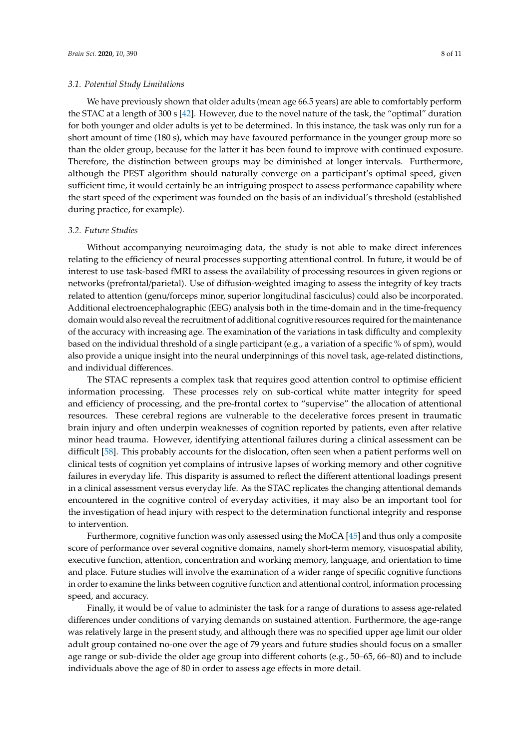### 3.1. Potential Study Limitations

We have previously shown that older adults (mean age 66.5 years) are able to comfortably perform the STAC at a length of 300 s [42]. However, due to the novel nature of the task, the "optimal" duration for both younger and older adults is yet to be determined. In this instance, the task was only run for a short amount of time (180 s), which may have favoured performance in the younger group more so than the older group, because for the latter it has been found to improve with continued exposure. Therefore, the distinction between groups may be diminished at longer intervals. Furthermore, although the PEST algorithm should naturally converge on a participant's optimal speed, given sufficient time, it would certainly be an intriguing prospect to assess performance capability where the start speed of the experiment was founded on the basis of an individual's threshold (established during practice, for example).

### 3.2. Future Studies

Without accompanying neuroimaging data, the study is not able to make direct inferences relating to the efficiency of neural processes supporting attentional control. In future, it would be of interest to use task-based fMRI to assess the availability of processing resources in given regions or networks (prefrontal/parietal). Use of diffusion-weighted imaging to assess the integrity of key tracts related to attention (genu/forceps minor, superior longitudinal fasciculus) could also be incorporated. Additional electroencephalographic (EEG) analysis both in the time-domain and in the time-frequency domain would also reveal the recruitment of additional cognitive resources required for the maintenance of the accuracy with increasing age. The examination of the variations in task difficulty and complexity based on the individual threshold of a single participant (e.g., a variation of a specific % of spm), would also provide a unique insight into the neural underpinnings of this novel task, age-related distinctions, and individual differences.

The STAC represents a complex task that requires good attention control to optimise efficient information processing. These processes rely on sub-cortical white matter integrity for speed and efficiency of processing, and the pre-frontal cortex to "supervise" the allocation of attentional resources. These cerebral regions are vulnerable to the decelerative forces present in traumatic brain injury and often underpin weaknesses of cognition reported by patients, even after relative minor head trauma. However, identifying attentional failures during a clinical assessment can be difficult [58]. This probably accounts for the dislocation, often seen when a patient performs well on clinical tests of cognition yet complains of intrusive lapses of working memory and other cognitive failures in everyday life. This disparity is assumed to reflect the different attentional loadings present in a clinical assessment versus everyday life. As the STAC replicates the changing attentional demands encountered in the cognitive control of everyday activities, it may also be an important tool for the investigation of head injury with respect to the determination functional integrity and response to intervention.

Furthermore, cognitive function was only assessed using the MoCA [45] and thus only a composite score of performance over several cognitive domains, namely short-term memory, visuospatial ability, executive function, attention, concentration and working memory, language, and orientation to time and place. Future studies will involve the examination of a wider range of specific cognitive functions in order to examine the links between cognitive function and attentional control, information processing speed, and accuracy.

Finally, it would be of value to administer the task for a range of durations to assess age-related differences under conditions of varying demands on sustained attention. Furthermore, the age-range was relatively large in the present study, and although there was no specified upper age limit our older adult group contained no-one over the age of 79 years and future studies should focus on a smaller age range or sub-divide the older age group into different cohorts (e.g., 50–65, 66–80) and to include individuals above the age of 80 in order to assess age effects in more detail.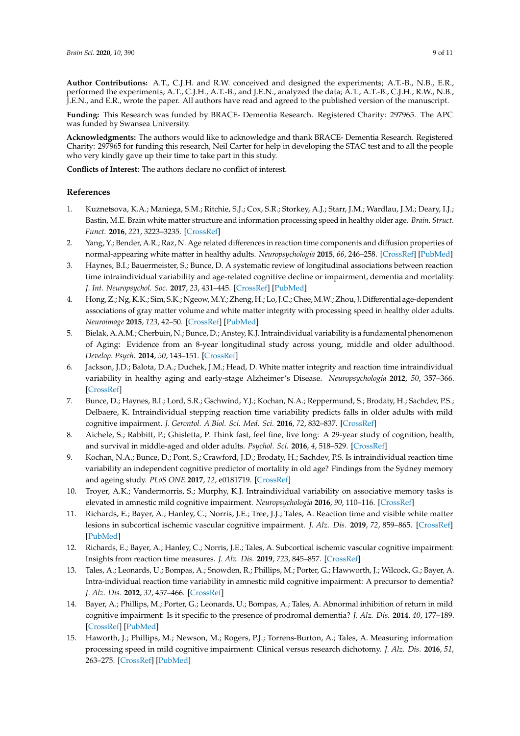**Author Contributions:** A.T., C.J.H. and R.W. conceived and designed the experiments; A.T.-B., N.B., E.R., performed the experiments; A.T., C.J.H., A.T.-B., and J.E.N., analyzed the data; A.T., A.T.-B., C.J.H., R.W., N.B., J.E.N., and E.R., wrote the paper. All authors have read and agreed to the published version of the manuscript.

**Funding:** This Research was funded by BRACE- Dementia Research. Registered Charity: 297965. The APC was funded by Swansea University.

**Acknowledgments:** The authors would like to acknowledge and thank BRACE- Dementia Research. Registered Charity: 297965 for funding this research, Neil Carter for help in developing the STAC test and to all the people who very kindly gave up their time to take part in this study.

**Conflicts of Interest:** The authors declare no conflict of interest.

## References

1. Kuznetsova, K.A.; Maniega, S.M.; Ritchie, S.J.; Cox, S.R.; Storkey, A.J.; Starr, J.M.; Wardlau, J.M.; Deary, I.J.; Bastin, M.E. Brain white matter structure and information processing speed in healthy older age. *Brain. Struct. Funct.* **2016**, *221*, 3223–3235. [CrossRef]
2. Yang, Y.; Bender, A.R.; Raz, N. Age related differences in reaction time components and diffusion properties of normal-appearing white matter in healthy adults. *Neuropsychologia* **2015**, *66*, 246–258. [CrossRef] [PubMed]
3. Haynes, B.I.; Bauermeister, S.; Bunce, D. A systematic review of longitudinal associations between reaction time intraindividual variability and age-related cognitive decline or impairment, dementia and mortality. *J. Int. Neuropsychol. Soc.* **2017**, *23*, 431–445. [CrossRef] [PubMed]
4. Hong, Z.; Ng, K.K.; Sim, S.K.; Ngeow, M.Y.; Zheng, H.; Lo, J.C.; Chee, M.W.; Zhou, J. Differential age-dependent associations of gray matter volume and white matter integrity with processing speed in healthy older adults. *Neuroimage* **2015**, *123*, 42–50. [CrossRef] [PubMed]
5. Bielak, A.A.M.; Cherbuin, N.; Bunce, D.; Anstey, K.J. Intraindividual variability is a fundamental phenomenon of Aging: Evidence from an 8-year longitudinal study across young, middle and older adulthood. *Develop. Psych.* **2014**, *50*, 143–151. [CrossRef]
6. Jackson, J.D.; Balota, D.A.; Duchek, J.M.; Head, D. White matter integrity and reaction time intraindividual variability in healthy aging and early-stage Alzheimer's Disease. *Neuropsychologia* **2012**, *50*, 357–366. [CrossRef]
7. Bunce, D.; Haynes, B.I.; Lord, S.R.; Gschwind, Y.J.; Kochan, N.A.; Reppermund, S.; Brodaty, H.; Sachdev, P.S.; Delbaere, K. Intraindividual stepping reaction time variability predicts falls in older adults with mild cognitive impairment. *J. Gerontol. A Biol. Sci. Med. Sci.* **2016**, *72*, 832–837. [CrossRef]
8. Aichele, S.; Rabbitt, P.; Ghisletta, P. Think fast, feel fine, live long: A 29-year study of cognition, health, and survival in middle-aged and older adults. *Psychol. Sci.* **2016**, *4*, 518–529. [CrossRef]
9. Kochan, N.A.; Bunce, D.; Pont, S.; Crawford, J.D.; Brodaty, H.; Sachdev, P.S. Is intraindividual reaction time variability an independent cognitive predictor of mortality in old age? Findings from the Sydney memory and ageing study. *PLoS ONE* **2017**, *12*, e0181719. [CrossRef]
10. Troyer, A.K.; Vandermorris, S.; Murphy, K.J. Intraindividual variability on associative memory tasks is elevated in amnestic mild cognitive impairment. *Neuropsychologia* **2016**, *90*, 110–116. [CrossRef]
11. Richards, E.; Bayer, A.; Hanley, C.; Norris, J.E.; Tree, J.J.; Tales, A. Reaction time and visible white matter lesions in subcortical ischemic vascular cognitive impairment. *J. Alz. Dis.* **2019**, *72*, 859–865. [CrossRef] [PubMed]
12. Richards, E.; Bayer, A.; Hanley, C.; Norris, J.E.; Tales, A. Subcortical ischemic vascular cognitive impairment: Insights from reaction time measures. *J. Alz. Dis.* **2019**, *723*, 845–857. [CrossRef]
13. Tales, A.; Leonards, U.; Bompas, A.; Snowden, R.; Phillips, M.; Porter, G.; Hawworth, J.; Wilcock, G.; Bayer, A. Intra-individual reaction time variability in amnestic mild cognitive impairment: A precursor to dementia? *J. Alz. Dis.* **2012**, *32*, 457–466. [CrossRef]
14. Bayer, A.; Phillips, M.; Porter, G.; Leonards, U.; Bompas, A.; Tales, A. Abnormal inhibition of return in mild cognitive impairment: Is it specific to the presence of prodromal dementia? *J. Alz. Dis.* **2014**, *40*, 177–189. [CrossRef] [PubMed]
15. Haworth, J.; Phillips, M.; Newson, M.; Rogers, P.J.; Torrens-Burton, A.; Tales, A. Measuring information processing speed in mild cognitive impairment: Clinical versus research dichotomy. *J. Alz. Dis.* **2016**, *51*, 263–275. [CrossRef] [PubMed]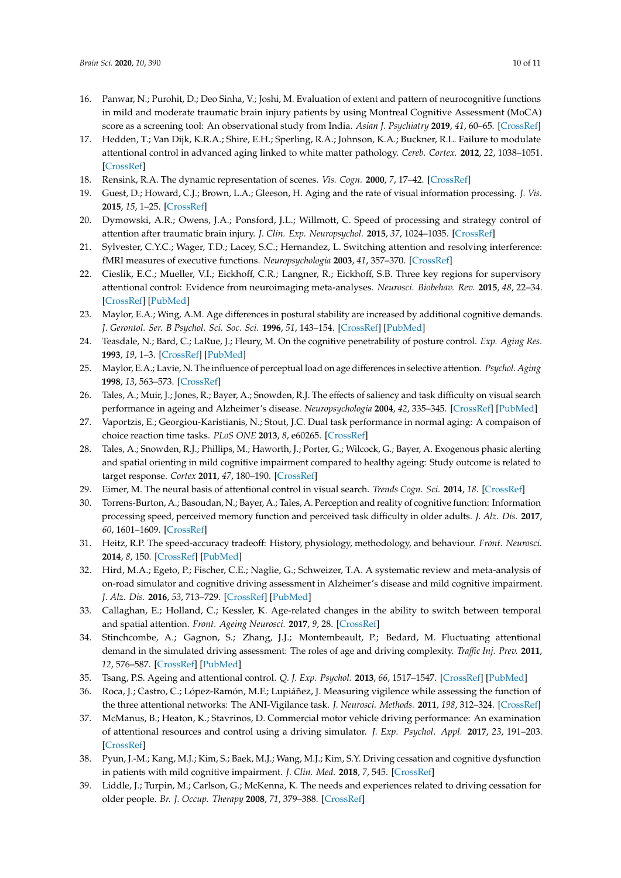16. Panwar, N.; Purohit, D.; Deo Sinha, V.; Joshi, M. Evaluation of extent and pattern of neurocognitive functions in mild and moderate traumatic brain injury patients by using Montreal Cognitive Assessment (MoCA) score as a screening tool: An observational study from India. *Asian J. Psychiatry* **2019**, *41*, 60–65. [CrossRef]
17. Hedden, T.; Van Dijk, K.R.A.; Shire, E.H.; Sperling, R.A.; Johnson, K.A.; Buckner, R.L. Failure to modulate attentional control in advanced aging linked to white matter pathology. *Cereb. Cortex.* **2012**, *22*, 1038–1051. [CrossRef]
18. Rensink, R.A. The dynamic representation of scenes. *Vis. Cogn.* **2000**, *7*, 17–42. [CrossRef]
19. Guest, D.; Howard, C.J.; Brown, L.A.; Gleeson, H. Aging and the rate of visual information processing. *J. Vis.* **2015**, *15*, 1–25. [CrossRef]
20. Dymowski, A.R.; Owens, J.A.; Ponsford, J.L.; Willmott, C. Speed of processing and strategy control of attention after traumatic brain injury. *J. Clin. Exp. Neuropsychol.* **2015**, *37*, 1024–1035. [CrossRef]
21. Sylvester, C.Y.C.; Wager, T.D.; Lacey, S.C.; Hernandez, L. Switching attention and resolving interference: fMRI measures of executive functions. *Neuropsychologia* **2003**, *41*, 357–370. [CrossRef]
22. Cieslik, E.C.; Mueller, V.I.; Eickhoff, C.R.; Langner, R.; Eickhoff, S.B. Three key regions for supervisory attentional control: Evidence from neuroimaging meta-analyses. *Neurosci. Biobehav. Rev.* **2015**, *48*, 22–34. [CrossRef] [PubMed]
23. Maylor, E.A.; Wing, A.M. Age differences in postural stability are increased by additional cognitive demands. *J. Gerontol. Ser. B Psychol. Sci. Soc. Sci.* **1996**, *51*, 143–154. [CrossRef] [PubMed]
24. Teasdale, N.; Bard, C.; LaRue, J.; Fleury, M. On the cognitive penetrability of posture control. *Exp. Aging Res.* **1993**, *19*, 1–3. [CrossRef] [PubMed]
25. Maylor, E.A.; Lavie, N. The influence of perceptual load on age differences in selective attention. *Psychol. Aging* **1998**, *13*, 563–573. [CrossRef]
26. Tales, A.; Muir, J.; Jones, R.; Bayer, A.; Snowden, R.J. The effects of saliency and task difficulty on visual search performance in ageing and Alzheimer's disease. *Neuropsychologia* **2004**, *42*, 335–345. [CrossRef] [PubMed]
27. Vaportzis, E.; Georgiou-Karistianis, N.; Stout, J.C. Dual task performance in normal aging: A compaison of choice reaction time tasks. *PLoS ONE* **2013**, *8*, e60265. [CrossRef]
28. Tales, A.; Snowden, R.J.; Phillips, M.; Haworth, J.; Porter, G.; Wilcock, G.; Bayer, A. Exogenous phasic alerting and spatial orienting in mild cognitive impairment compared to healthy ageing: Study outcome is related to target response. *Cortex* **2011**, *47*, 180–190. [CrossRef]
29. Eimer, M. The neural basis of attentional control in visual search. *Trends Cogn. Sci.* **2014**, *18*. [CrossRef]
30. Torrens-Burton, A.; Basoudan, N.; Bayer, A.; Tales, A. Perception and reality of cognitive function: Information processing speed, perceived memory function and perceived task difficulty in older adults. *J. Alz. Dis.* **2017**, *60*, 1601–1609. [CrossRef]
31. Heitz, R.P. The speed-accuracy tradeoff: History, physiology, methodology, and behaviour. *Front. Neurosci.* **2014**, *8*, 150. [CrossRef] [PubMed]
32. Hird, M.A.; Egeto, P.; Fischer, C.E.; Naglie, G.; Schweizer, T.A. A systematic review and meta-analysis of on-road simulator and cognitive driving assessment in Alzheimer's disease and mild cognitive impairment. *J. Alz. Dis.* **2016**, *53*, 713–729. [CrossRef] [PubMed]
33. Callaghan, E.; Holland, C.; Kessler, K. Age-related changes in the ability to switch between temporal and spatial attention. *Front. Ageing Neurosci.* **2017**, *9*, 28. [CrossRef]
34. Stinchcombe, A.; Gagnon, S.; Zhang, J.J.; Montembeault, P.; Bedard, M. Fluctuating attentional demand in the simulated driving assessment: The roles of age and driving complexity. *Traffic Inj. Prev.* **2011**, *12*, 576–587. [CrossRef] [PubMed]
35. Tsang, P.S. Ageing and attentional control. *Q. J. Exp. Psychol.* **2013**, *66*, 1517–1547. [CrossRef] [PubMed]
36. Roca, J.; Castro, C.; López-Ramón, M.F.; Lupiáñez, J. Measuring vigilence while assessing the function of the three attentional networks: The ANI-Vigilance task. *J. Neurosci. Methods.* **2011**, *198*, 312–324. [CrossRef]
37. McManus, B.; Heaton, K.; Stavrinos, D. Commercial motor vehicle driving performance: An examination of attentional resources and control using a driving simulator. *J. Exp. Psychol. Appl.* **2017**, *23*, 191–203. [CrossRef]
38. Pyun, J.-M.; Kang, M.J.; Kim, S.; Baek, M.J.; Wang, M.J.; Kim, S.Y. Driving cessation and cognitive dysfunction in patients with mild cognitive impairment. *J. Clin. Med.* **2018**, *7*, 545. [CrossRef]
39. Liddle, J.; Turpin, M.; Carlson, G.; McKenna, K. The needs and experiences related to driving cessation for older people. *Br. J. Occup. Therapy* **2008**, *71*, 379–388. [CrossRef]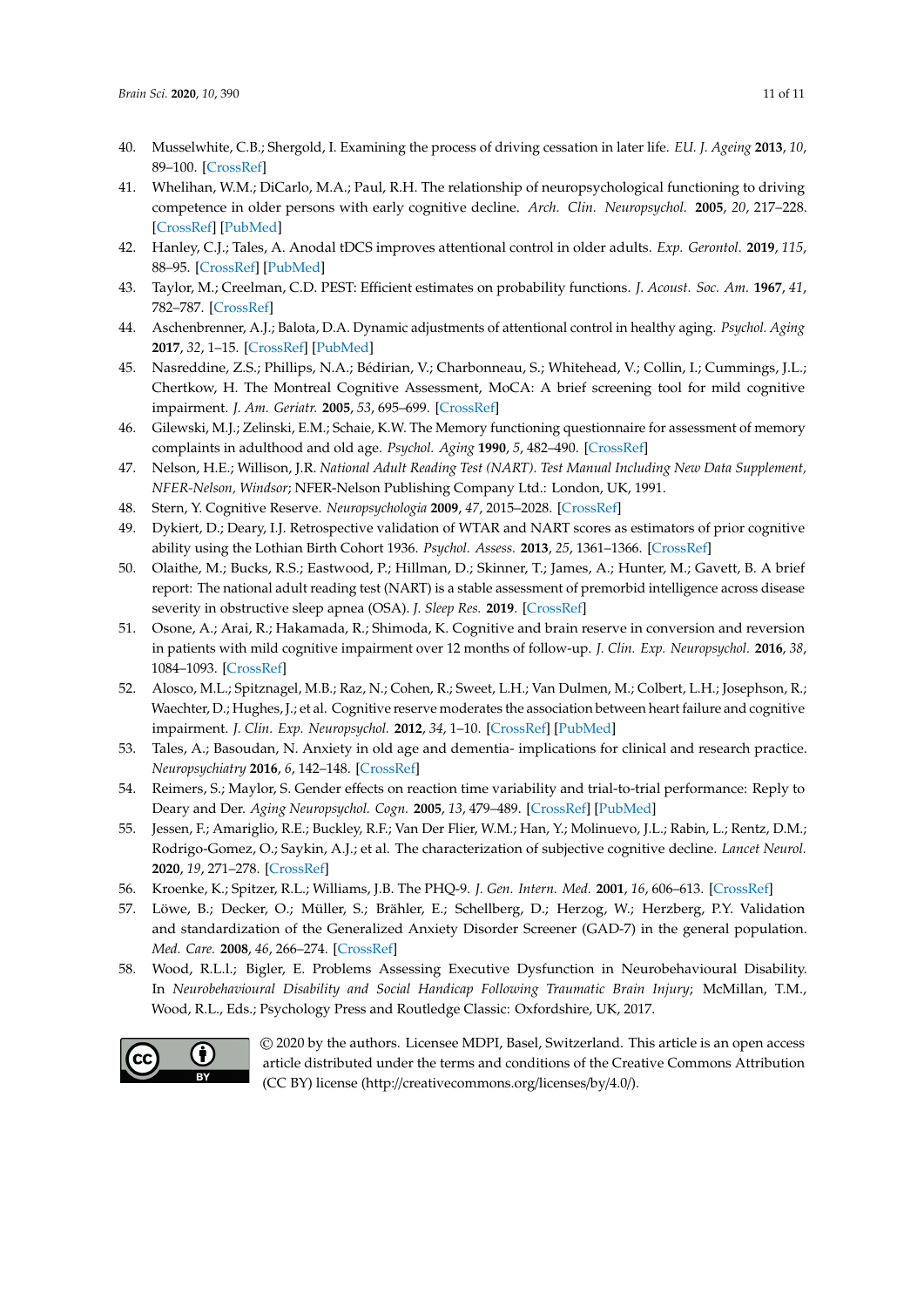40. Musselwhite, C.B.; Shergold, I. Examining the process of driving cessation in later life. *EU. J. Ageing* **2013**, *10*, 89–100. [CrossRef]
41. Whelihan, W.M.; DiCarlo, M.A.; Paul, R.H. The relationship of neuropsychological functioning to driving competence in older persons with early cognitive decline. *Arch. Clin. Neuropsychol.* **2005**, *20*, 217–228. [CrossRef] [PubMed]
42. Hanley, C.J.; Tales, A. Anodal tDCS improves attentional control in older adults. *Exp. Gerontol.* **2019**, *115*, 88–95. [CrossRef] [PubMed]
43. Taylor, M.; Creelman, C.D. PEST: Efficient estimates on probability functions. *J. Acoust. Soc. Am.* **1967**, *41*, 782–787. [CrossRef]
44. Aschenbrenner, A.J.; Balota, D.A. Dynamic adjustments of attentional control in healthy aging. *Psychol. Aging* **2017**, *32*, 1–15. [CrossRef] [PubMed]
45. Nasreddine, Z.S.; Phillips, N.A.; Bédirian, V.; Charbonneau, S.; Whitehead, V.; Collin, I.; Cummings, J.L.; Chertkow, H. The Montreal Cognitive Assessment, MoCA: A brief screening tool for mild cognitive impairment. *J. Am. Geriatr.* **2005**, *53*, 695–699. [CrossRef]
46. Gilewski, M.J.; Zelinski, E.M.; Schaie, K.W. The Memory functioning questionnaire for assessment of memory complaints in adulthood and old age. *Psychol. Aging* **1990**, *5*, 482–490. [CrossRef]
47. Nelson, H.E.; Willison, J.R. *National Adult Reading Test (NART). Test Manual Including New Data Supplement, NFER-Nelson, Windsor*; NFER-Nelson Publishing Company Ltd.: London, UK, 1991.
48. Stern, Y. Cognitive Reserve. *Neuropsychologia* **2009**, *47*, 2015–2028. [CrossRef]
49. Dykiert, D.; Deary, I.J. Retrospective validation of WTAR and NART scores as estimators of prior cognitive ability using the Lothian Birth Cohort 1936. *Psychol. Assess.* **2013**, *25*, 1361–1366. [CrossRef]
50. Olaithe, M.; Bucks, R.S.; Eastwood, P.; Hillman, D.; Skinner, T.; James, A.; Hunter, M.; Gavett, B. A brief report: The national adult reading test (NART) is a stable assessment of premorbid intelligence across disease severity in obstructive sleep apnea (OSA). *J. Sleep Res.* **2019**. [CrossRef]
51. Osone, A.; Arai, R.; Hakamada, R.; Shimoda, K. Cognitive and brain reserve in conversion and reversion in patients with mild cognitive impairment over 12 months of follow-up. *J. Clin. Exp. Neuropsychol.* **2016**, *38*, 1084–1093. [CrossRef]
52. Alosco, M.L.; Spitznagel, M.B.; Raz, N.; Cohen, R.; Sweet, L.H.; Van Dulmen, M.; Colbert, L.H.; Josephson, R.; Waechter, D.; Hughes, J.; et al. Cognitive reserve moderates the association between heart failure and cognitive impairment. *J. Clin. Exp. Neuropsychol.* **2012**, *34*, 1–10. [CrossRef] [PubMed]
53. Tales, A.; Basoudan, N. Anxiety in old age and dementia- implications for clinical and research practice. *Neuropsychiatry* **2016**, *6*, 142–148. [CrossRef]
54. Reimers, S.; Maylor, S. Gender effects on reaction time variability and trial-to-trial performance: Reply to Deary and Der. *Aging Neuropsychol. Cogn.* **2005**, *13*, 479–489. [CrossRef] [PubMed]
55. Jessen, F.; Amariglio, R.E.; Buckley, R.F.; Van Der Flier, W.M.; Han, Y.; Molinuevo, J.L.; Rabin, L.; Rentz, D.M.; Rodrigo-Gomez, O.; Saykin, A.J.; et al. The characterization of subjective cognitive decline. *Lancet Neurol.* **2020**, *19*, 271–278. [CrossRef]
56. Kroenke, K.; Spitzer, R.L.; Williams, J.B. The PHQ-9. *J. Gen. Intern. Med.* **2001**, *16*, 606–613. [CrossRef]
57. Löwe, B.; Decker, O.; Müller, S.; Brähler, E.; Schellberg, D.; Herzog, W.; Herzberg, P.Y. Validation and standardization of the Generalized Anxiety Disorder Screener (GAD-7) in the general population. *Med. Care.* **2008**, *46*, 266–274. [CrossRef]
58. Wood, R.L.l.; Bigler, E. Problems Assessing Executive Dysfunction in Neurobehavioural Disability. In *Neurobehavioural Disability and Social Handicap Following Traumatic Brain Injury*; McMillan, T.M., Wood, R.L., Eds.; Psychology Press and Routledge Classic: Oxfordshire, UK, 2017.

© 2020 by the authors. Licensee MDPI, Basel, Switzerland. This article is an open access article distributed under the terms and conditions of the Creative Commons Attribution (CC BY) license (http://creativecommons.org/licenses/by/4.0/).